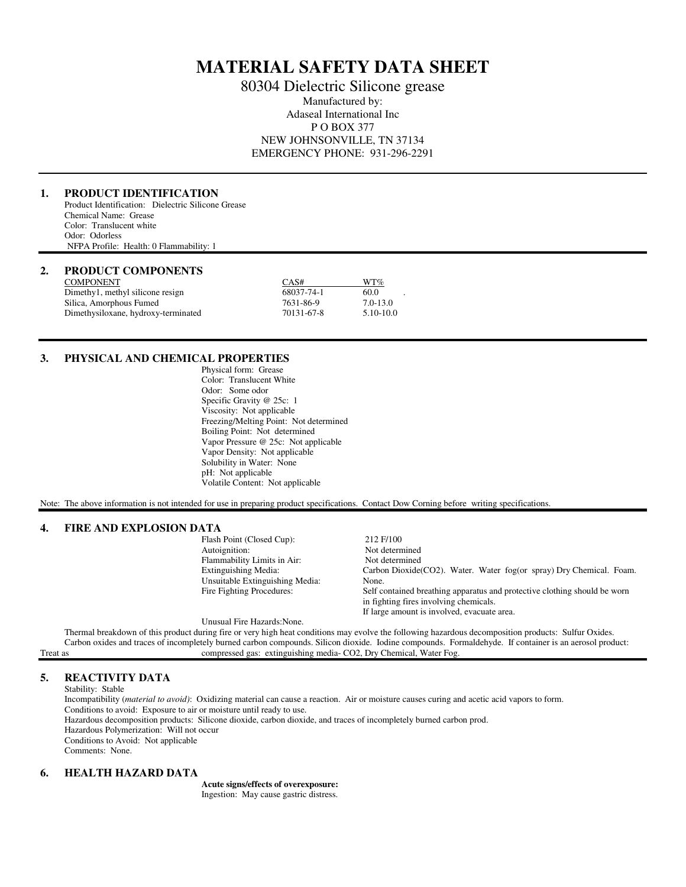# MATERIAL SAFETY DATA SHEET

80304 Dielectric Silicone grease

Manufactured by:
Adaseal International Inc
P O BOX 377
NEW JOHNSONVILLE, TN 37134
EMERGENCY PHONE: 931-296-2291

## 1. PRODUCT IDENTIFICATION

Product Identification: Dielectric Silicone Grease
Chemical Name: Grease
Color: Translucent white
Odor: Odorless
NFPA Profile: Health: 0 Flammability: 1

## 2. PRODUCT COMPONENTS

| COMPONENT | CAS# | WT% |
| --- | --- | --- |
| Dimethy1, methyl silicone resign | 68037-74-1 | 60.0 . |
| Silica, Amorphous Fumed | 7631-86-9 | 7.0-13.0 |
| Dimethysiloxane, hydroxy-terminated | 70131-67-8 | 5.10-10.0 |

## 3. PHYSICAL AND CHEMICAL PROPERTIES

Physical form: Grease
Color: Translucent White
Odor: Some odor
Specific Gravity @ 25c: 1
Viscosity: Not applicable
Freezing/Melting Point: Not determined
Boiling Point: Not determined
Vapor Pressure @ 25c: Not applicable
Vapor Density: Not applicable
Solubility in Water: None
pH: Not applicable
Volatile Content: Not applicable

Note: The above information is not intended for use in preparing product specifications. Contact Dow Corning before writing specifications.

## 4. FIRE AND EXPLOSION DATA

| | |
| --- | --- |
| Flash Point (Closed Cup): | 212 F/100 |
| Autoignition: | Not determined |
| Flammability Limits in Air: | Not determined |
| Extinguishing Media: | Carbon Dioxide(CO2). Water. Water fog(or spray) Dry Chemical. Foam. |
| Unsuitable Extinguishing Media: | None. |
| Fire Fighting Procedures: | Self contained breathing apparatus and protective clothing should be worn in fighting fires involving chemicals. If large amount is involved, evacuate area. |

Unusual Fire Hazards:None.

Thermal breakdown of this product during fire or very high heat conditions may evolve the following hazardous decomposition products: Sulfur Oxides. Carbon oxides and traces of incompletely burned carbon compounds. Silicon dioxide. Iodine compounds. Formaldehyde. If container is an aerosol product: Treat as compressed gas: extinguishing media- CO2, Dry Chemical, Water Fog.

## 5. REACTIVITY DATA

Stability: Stable
Incompatibility (*material to avoid)*: Oxidizing material can cause a reaction. Air or moisture causes curing and acetic acid vapors to form.
Conditions to avoid: Exposure to air or moisture until ready to use.
Hazardous decomposition products: Silicone dioxide, carbon dioxide, and traces of incompletely burned carbon prod.
Hazardous Polymerization: Will not occur
Conditions to Avoid: Not applicable
Comments: None.

## 6. HEALTH HAZARD DATA

**Acute signs/effects of overexposure:**
Ingestion: May cause gastric distress.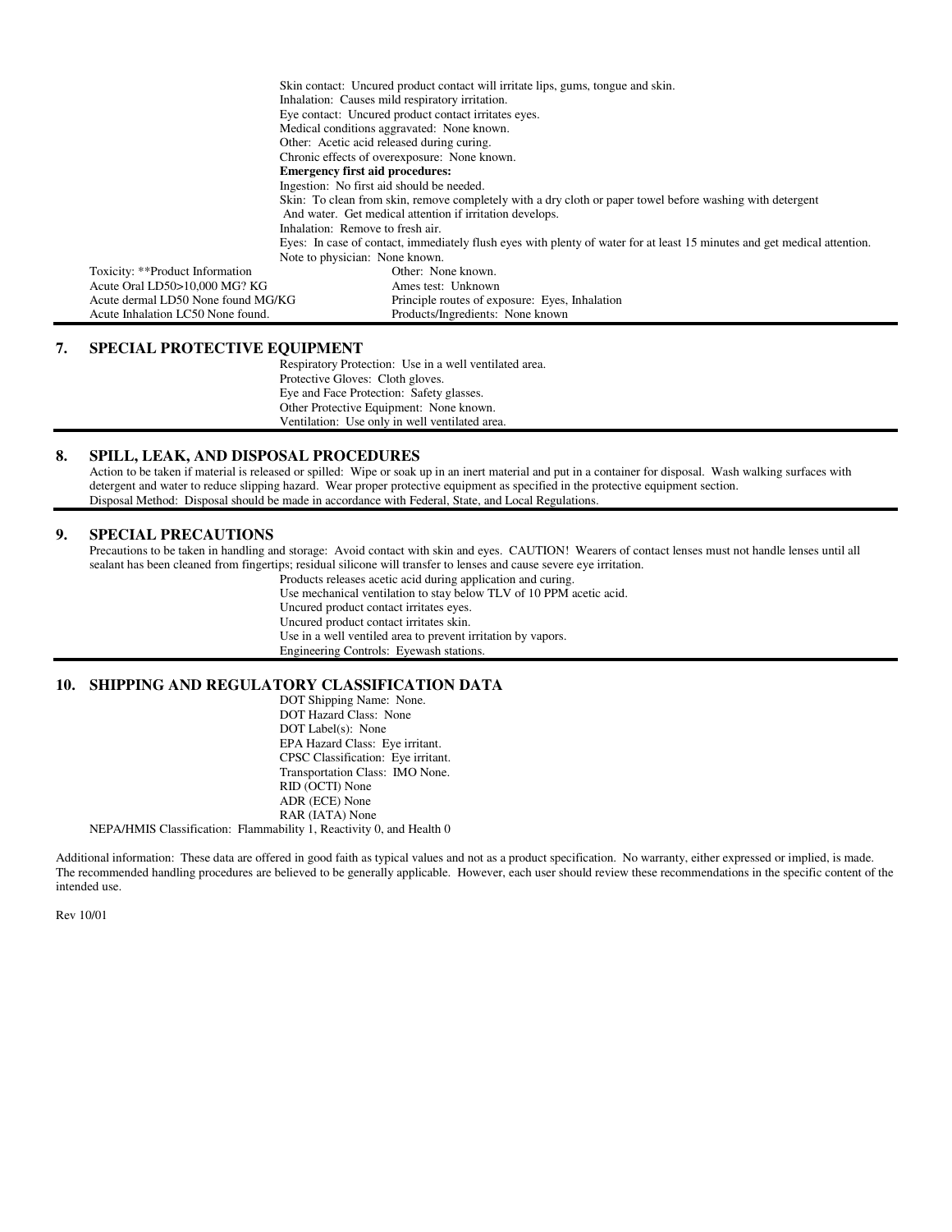Skin contact: Uncured product contact will irritate lips, gums, tongue and skin.
Inhalation: Causes mild respiratory irritation.
Eye contact: Uncured product contact irritates eyes.
Medical conditions aggravated: None known.
Other: Acetic acid released during curing.
Chronic effects of overexposure: None known.

**Emergency first aid procedures:**

Ingestion: No first aid should be needed.
Skin: To clean from skin, remove completely with a dry cloth or paper towel before washing with detergent And water. Get medical attention if irritation develops.
Inhalation: Remove to fresh air.
Eyes: In case of contact, immediately flush eyes with plenty of water for at least 15 minutes and get medical attention.
Note to physician: None known.

| | |
|---|---|
| Toxicity: **Product Information | Other: None known. |
| Acute Oral LD50>10,000 MG? KG | Ames test: Unknown |
| Acute dermal LD50 None found MG/KG | Principle routes of exposure: Eyes, Inhalation |
| Acute Inhalation LC50 None found. | Products/Ingredients: None known |

## 7. SPECIAL PROTECTIVE EQUIPMENT

Respiratory Protection: Use in a well ventilated area.
Protective Gloves: Cloth gloves.
Eye and Face Protection: Safety glasses.
Other Protective Equipment: None known.
Ventilation: Use only in well ventilated area.

## 8. SPILL, LEAK, AND DISPOSAL PROCEDURES

Action to be taken if material is released or spilled: Wipe or soak up in an inert material and put in a container for disposal. Wash walking surfaces with detergent and water to reduce slipping hazard. Wear proper protective equipment as specified in the protective equipment section.
Disposal Method: Disposal should be made in accordance with Federal, State, and Local Regulations.

## 9. SPECIAL PRECAUTIONS

Precautions to be taken in handling and storage: Avoid contact with skin and eyes. CAUTION! Wearers of contact lenses must not handle lenses until all sealant has been cleaned from fingertips; residual silicone will transfer to lenses and cause severe eye irritation.
Products releases acetic acid during application and curing.
Use mechanical ventilation to stay below TLV of 10 PPM acetic acid.
Uncured product contact irritates eyes.
Uncured product contact irritates skin.
Use in a well ventiled area to prevent irritation by vapors.
Engineering Controls: Eyewash stations.

## 10. SHIPPING AND REGULATORY CLASSIFICATION DATA

DOT Shipping Name: None.
DOT Hazard Class: None
DOT Label(s): None
EPA Hazard Class: Eye irritant.
CPSC Classification: Eye irritant.
Transportation Class: IMO None.
RID (OCTI) None
ADR (ECE) None
RAR (IATA) None
NEPA/HMIS Classification: Flammability 1, Reactivity 0, and Health 0

Additional information: These data are offered in good faith as typical values and not as a product specification. No warranty, either expressed or implied, is made. The recommended handling procedures are believed to be generally applicable. However, each user should review these recommendations in the specific content of the intended use.

Rev 10/01